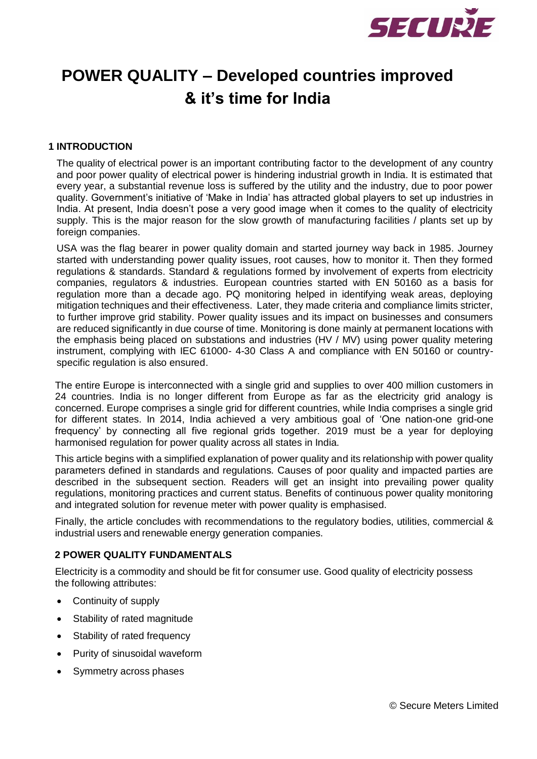# POWER QUALITY – Developed countries improved & it's time for India

## 1 INTRODUCTION

The quality of electrical power is an important contributing factor to the development of any country and poor power quality of electrical power is hindering industrial growth in India. It is estimated that every year, a substantial revenue loss is suffered by the utility and the industry, due to poor power quality. Government's initiative of 'Make in India' has attracted global players to set up industries in India. At present, India doesn't pose a very good image when it comes to the quality of electricity supply. This is the major reason for the slow growth of manufacturing facilities / plants set up by foreign companies.

USA was the flag bearer in power quality domain and started journey way back in 1985. Journey started with understanding power quality issues, root causes, how to monitor it. Then they formed regulations & standards. Standard & regulations formed by involvement of experts from electricity companies, regulators & industries. European countries started with EN 50160 as a basis for regulation more than a decade ago. PQ monitoring helped in identifying weak areas, deploying mitigation techniques and their effectiveness. Later, they made criteria and compliance limits stricter, to further improve grid stability. Power quality issues and its impact on businesses and consumers are reduced significantly in due course of time. Monitoring is done mainly at permanent locations with the emphasis being placed on substations and industries (HV / MV) using power quality metering instrument, complying with IEC 61000- 4-30 Class A and compliance with EN 50160 or country-specific regulation is also ensured.

The entire Europe is interconnected with a single grid and supplies to over 400 million customers in 24 countries. India is no longer different from Europe as far as the electricity grid analogy is concerned. Europe comprises a single grid for different countries, while India comprises a single grid for different states. In 2014, India achieved a very ambitious goal of 'One nation-one grid-one frequency' by connecting all five regional grids together. 2019 must be a year for deploying harmonised regulation for power quality across all states in India.

This article begins with a simplified explanation of power quality and its relationship with power quality parameters defined in standards and regulations. Causes of poor quality and impacted parties are described in the subsequent section. Readers will get an insight into prevailing power quality regulations, monitoring practices and current status. Benefits of continuous power quality monitoring and integrated solution for revenue meter with power quality is emphasised.

Finally, the article concludes with recommendations to the regulatory bodies, utilities, commercial & industrial users and renewable energy generation companies.

## 2 POWER QUALITY FUNDAMENTALS

Electricity is a commodity and should be fit for consumer use. Good quality of electricity possess the following attributes:

- Continuity of supply
- Stability of rated magnitude
- Stability of rated frequency
- Purity of sinusoidal waveform
- Symmetry across phases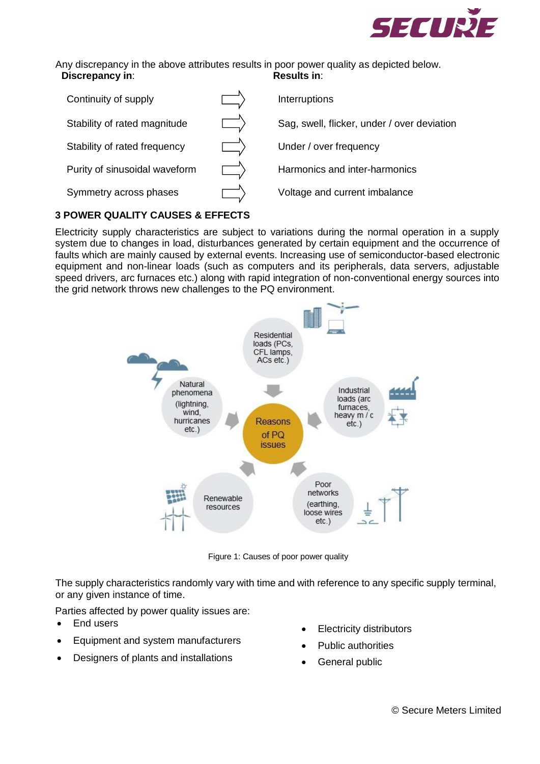Any discrepancy in the above attributes results in poor power quality as depicted below.

| **Discrepancy in**: | **Results in**: |
|---|---|
| Continuity of supply | Interruptions |
| Stability of rated magnitude | Sag, swell, flicker, under / over deviation |
| Stability of rated frequency | Under / over frequency |
| Purity of sinusoidal waveform | Harmonics and inter-harmonics |
| Symmetry across phases | Voltage and current imbalance |

## 3 POWER QUALITY CAUSES & EFFECTS

Electricity supply characteristics are subject to variations during the normal operation in a supply system due to changes in load, disturbances generated by certain equipment and the occurrence of faults which are mainly caused by external events. Increasing use of semiconductor-based electronic equipment and non-linear loads (such as computers and its peripherals, data servers, adjustable speed drivers, arc furnaces etc.) along with rapid integration of non-conventional energy sources into the grid network throws new challenges to the PQ environment.

Reasons of PQ issues:
- Residential loads (PCs, CFL lamps, ACs etc.)
- Industrial loads (arc furnaces, heavy m / c etc.)
- Poor networks (earthing, loose wires etc.)
- Renewable resources
- Natural phenomena (lightning, wind, hurricanes etc.)

Figure 1: Causes of poor power quality

The supply characteristics randomly vary with time and with reference to any specific supply terminal, or any given instance of time.

Parties affected by power quality issues are:

- End users
- Equipment and system manufacturers
- Designers of plants and installations
- Electricity distributors
- Public authorities
- General public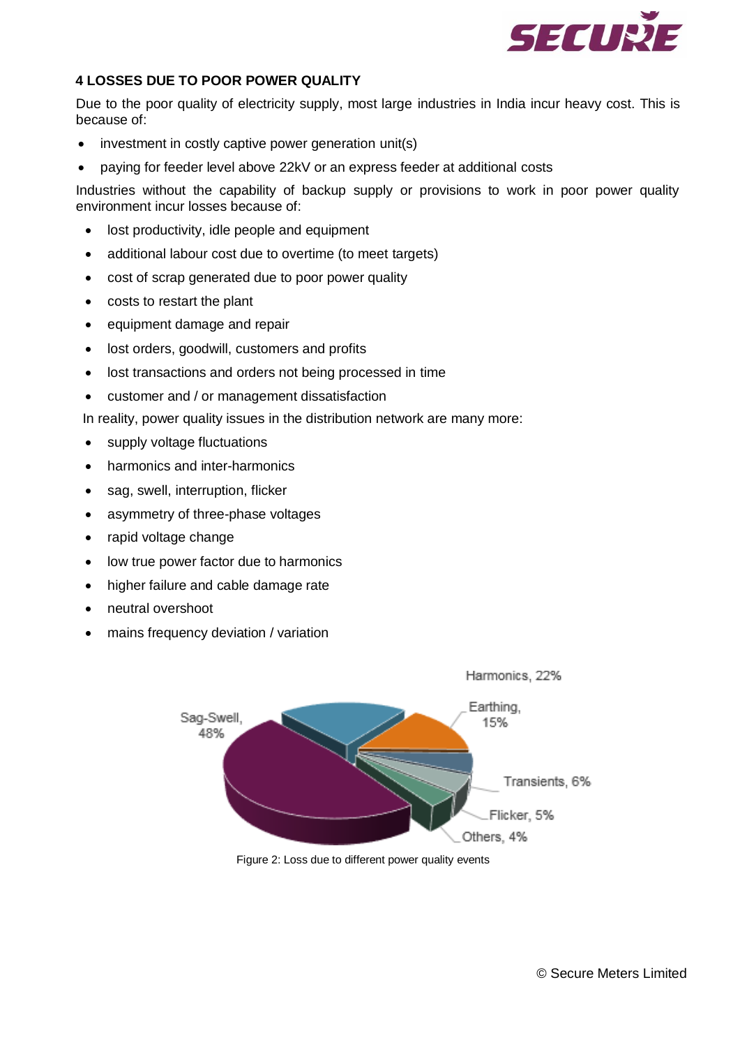## 4 LOSSES DUE TO POOR POWER QUALITY

Due to the poor quality of electricity supply, most large industries in India incur heavy cost. This is because of:

- investment in costly captive power generation unit(s)
- paying for feeder level above 22kV or an express feeder at additional costs

Industries without the capability of backup supply or provisions to work in poor power quality environment incur losses because of:

- lost productivity, idle people and equipment
- additional labour cost due to overtime (to meet targets)
- cost of scrap generated due to poor power quality
- costs to restart the plant
- equipment damage and repair
- lost orders, goodwill, customers and profits
- lost transactions and orders not being processed in time
- customer and / or management dissatisfaction

In reality, power quality issues in the distribution network are many more:

- supply voltage fluctuations
- harmonics and inter-harmonics
- sag, swell, interruption, flicker
- asymmetry of three-phase voltages
- rapid voltage change
- low true power factor due to harmonics
- higher failure and cable damage rate
- neutral overshoot
- mains frequency deviation / variation

Sag-Swell, 48%; Harmonics, 22%; Earthing, 15%; Transients, 6%; Flicker, 5%; Others, 4%

Figure 2: Loss due to different power quality events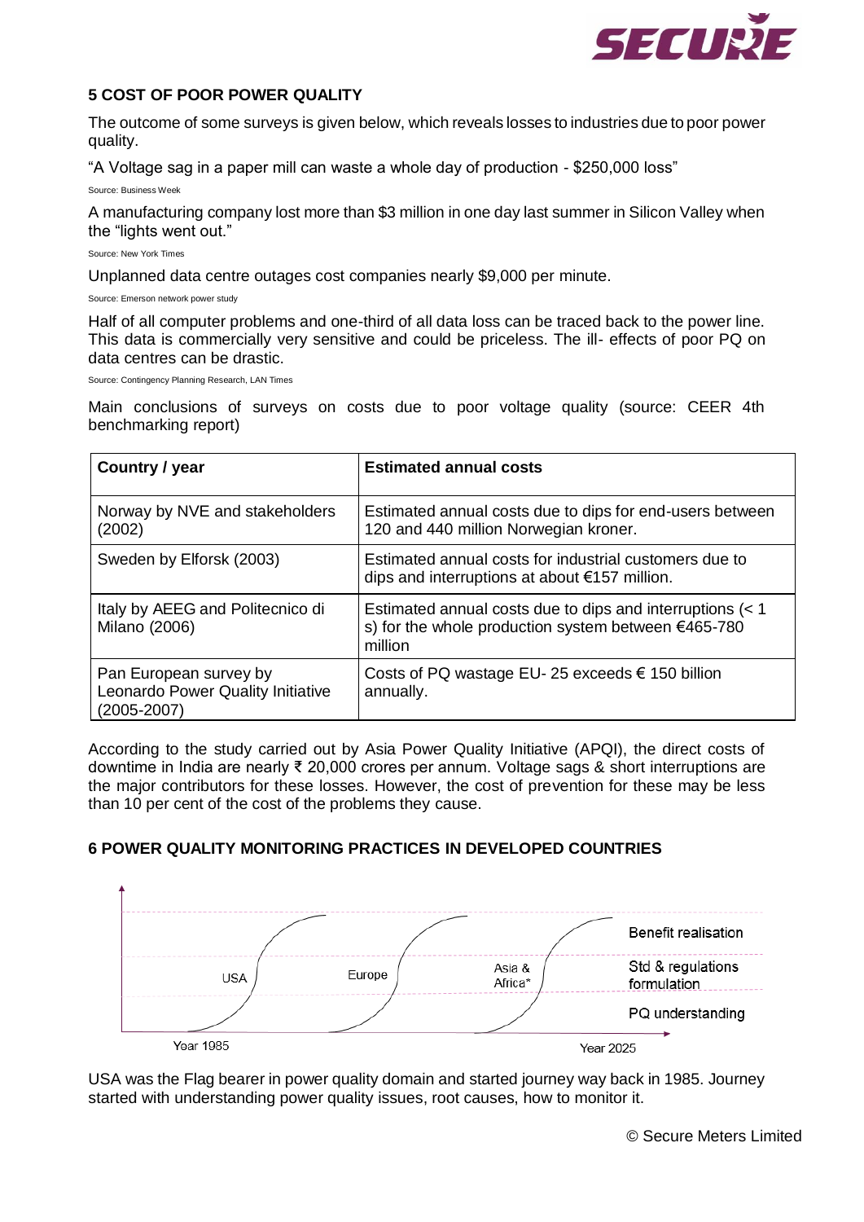## 5 COST OF POOR POWER QUALITY

The outcome of some surveys is given below, which reveals losses to industries due to poor power quality.

"A Voltage sag in a paper mill can waste a whole day of production - $250,000 loss"

Source: Business Week

A manufacturing company lost more than $3 million in one day last summer in Silicon Valley when the "lights went out."

Source: New York Times

Unplanned data centre outages cost companies nearly $9,000 per minute.

Source: Emerson network power study

Half of all computer problems and one-third of all data loss can be traced back to the power line. This data is commercially very sensitive and could be priceless. The ill- effects of poor PQ on data centres can be drastic.

Source: Contingency Planning Research, LAN Times

Main conclusions of surveys on costs due to poor voltage quality (source: CEER 4th benchmarking report)

| Country / year | Estimated annual costs |
|---|---|
| Norway by NVE and stakeholders (2002) | Estimated annual costs due to dips for end-users between 120 and 440 million Norwegian kroner. |
| Sweden by Elforsk (2003) | Estimated annual costs for industrial customers due to dips and interruptions at about €157 million. |
| Italy by AEEG and Politecnico di Milano (2006) | Estimated annual costs due to dips and interruptions (< 1 s) for the whole production system between €465-780 million |
| Pan European survey by Leonardo Power Quality Initiative (2005-2007) | Costs of PQ wastage EU- 25 exceeds € 150 billion annually. |

According to the study carried out by Asia Power Quality Initiative (APQI), the direct costs of downtime in India are nearly ₹ 20,000 crores per annum. Voltage sags & short interruptions are the major contributors for these losses. However, the cost of prevention for these may be less than 10 per cent of the cost of the problems they cause.

## 6 POWER QUALITY MONITORING PRACTICES IN DEVELOPED COUNTRIES

USA | Europe | Asia & Africa* | Benefit realisation | Std & regulations formulation | PQ understanding | Year 1985 | Year 2025

USA was the Flag bearer in power quality domain and started journey way back in 1985. Journey started with understanding power quality issues, root causes, how to monitor it.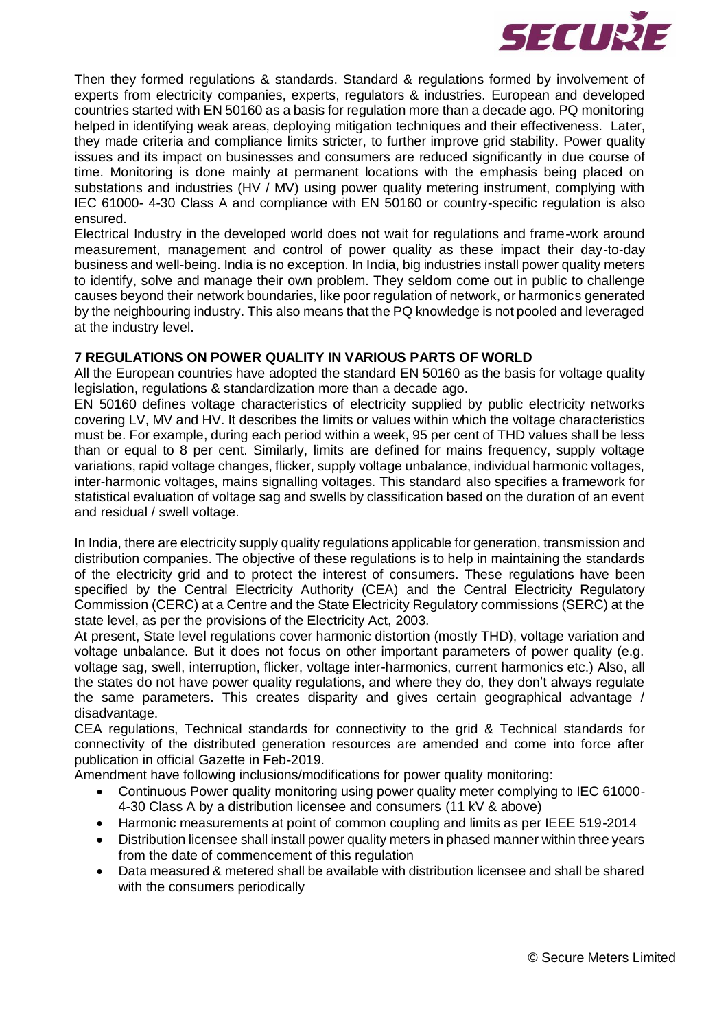Then they formed regulations & standards. Standard & regulations formed by involvement of experts from electricity companies, experts, regulators & industries. European and developed countries started with EN 50160 as a basis for regulation more than a decade ago. PQ monitoring helped in identifying weak areas, deploying mitigation techniques and their effectiveness. Later, they made criteria and compliance limits stricter, to further improve grid stability. Power quality issues and its impact on businesses and consumers are reduced significantly in due course of time. Monitoring is done mainly at permanent locations with the emphasis being placed on substations and industries (HV / MV) using power quality metering instrument, complying with IEC 61000- 4-30 Class A and compliance with EN 50160 or country-specific regulation is also ensured.

Electrical Industry in the developed world does not wait for regulations and frame-work around measurement, management and control of power quality as these impact their day-to-day business and well-being. India is no exception. In India, big industries install power quality meters to identify, solve and manage their own problem. They seldom come out in public to challenge causes beyond their network boundaries, like poor regulation of network, or harmonics generated by the neighbouring industry. This also means that the PQ knowledge is not pooled and leveraged at the industry level.

## 7 REGULATIONS ON POWER QUALITY IN VARIOUS PARTS OF WORLD

All the European countries have adopted the standard EN 50160 as the basis for voltage quality legislation, regulations & standardization more than a decade ago.

EN 50160 defines voltage characteristics of electricity supplied by public electricity networks covering LV, MV and HV. It describes the limits or values within which the voltage characteristics must be. For example, during each period within a week, 95 per cent of THD values shall be less than or equal to 8 per cent. Similarly, limits are defined for mains frequency, supply voltage variations, rapid voltage changes, flicker, supply voltage unbalance, individual harmonic voltages, inter-harmonic voltages, mains signalling voltages. This standard also specifies a framework for statistical evaluation of voltage sag and swells by classification based on the duration of an event and residual / swell voltage.

In India, there are electricity supply quality regulations applicable for generation, transmission and distribution companies. The objective of these regulations is to help in maintaining the standards of the electricity grid and to protect the interest of consumers. These regulations have been specified by the Central Electricity Authority (CEA) and the Central Electricity Regulatory Commission (CERC) at a Centre and the State Electricity Regulatory commissions (SERC) at the state level, as per the provisions of the Electricity Act, 2003.

At present, State level regulations cover harmonic distortion (mostly THD), voltage variation and voltage unbalance. But it does not focus on other important parameters of power quality (e.g. voltage sag, swell, interruption, flicker, voltage inter-harmonics, current harmonics etc.) Also, all the states do not have power quality regulations, and where they do, they don't always regulate the same parameters. This creates disparity and gives certain geographical advantage / disadvantage.

CEA regulations, Technical standards for connectivity to the grid & Technical standards for connectivity of the distributed generation resources are amended and come into force after publication in official Gazette in Feb-2019.

Amendment have following inclusions/modifications for power quality monitoring:

- Continuous Power quality monitoring using power quality meter complying to IEC 61000-4-30 Class A by a distribution licensee and consumers (11 kV & above)
- Harmonic measurements at point of common coupling and limits as per IEEE 519-2014
- Distribution licensee shall install power quality meters in phased manner within three years from the date of commencement of this regulation
- Data measured & metered shall be available with distribution licensee and shall be shared with the consumers periodically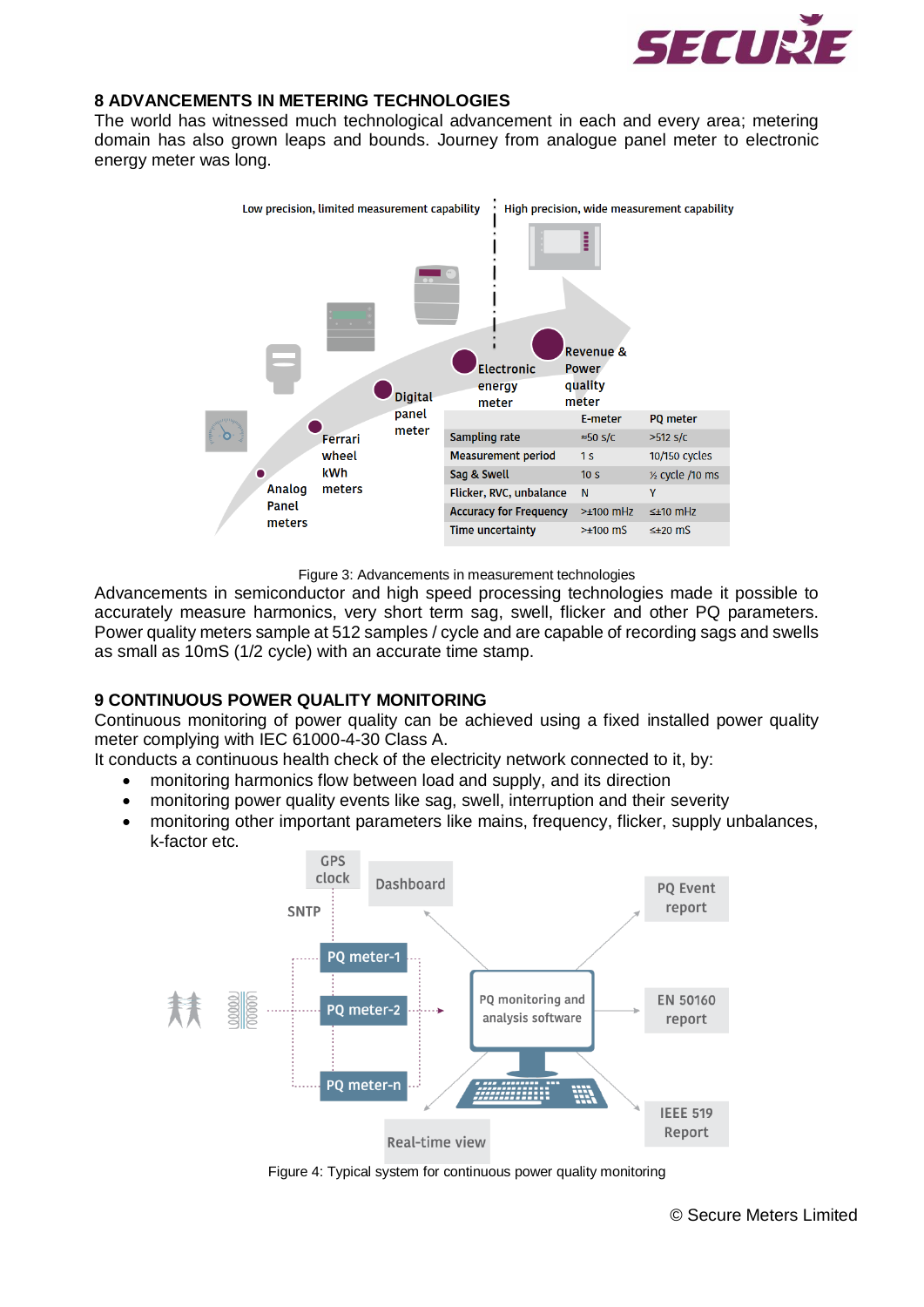## 8 ADVANCEMENTS IN METERING TECHNOLOGIES

The world has witnessed much technological advancement in each and every area; metering domain has also grown leaps and bounds. Journey from analogue panel meter to electronic energy meter was long.

| | E-meter | PQ meter |
|---|---|---|
| Sampling rate | ≈50 s/c | >512 s/c |
| Measurement period | 1 s | 10/150 cycles |
| Sag & Swell | 10 s | ½ cycle /10 ms |
| Flicker, RVC, unbalance | N | Y |
| Accuracy for Frequency | >±100 mHz | ≤±10 mHz |
| Time uncertainty | >±100 mS | ≤±20 mS |

Figure 3: Advancements in measurement technologies

Advancements in semiconductor and high speed processing technologies made it possible to accurately measure harmonics, very short term sag, swell, flicker and other PQ parameters. Power quality meters sample at 512 samples / cycle and are capable of recording sags and swells as small as 10mS (1/2 cycle) with an accurate time stamp.

## 9 CONTINUOUS POWER QUALITY MONITORING

Continuous monitoring of power quality can be achieved using a fixed installed power quality meter complying with IEC 61000-4-30 Class A.

It conducts a continuous health check of the electricity network connected to it, by:

- monitoring harmonics flow between load and supply, and its direction
- monitoring power quality events like sag, swell, interruption and their severity
- monitoring other important parameters like mains, frequency, flicker, supply unbalances, k-factor etc.

Figure 4: Typical system for continuous power quality monitoring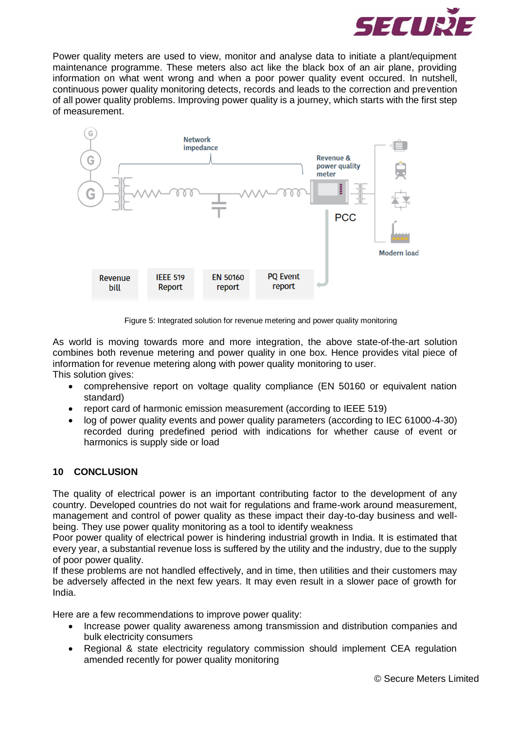Power quality meters are used to view, monitor and analyse data to initiate a plant/equipment maintenance programme. These meters also act like the black box of an air plane, providing information on what went wrong and when a poor power quality event occured. In nutshell, continuous power quality monitoring detects, records and leads to the correction and prevention of all power quality problems. Improving power quality is a journey, which starts with the first step of measurement.

Figure 5: Integrated solution for revenue metering and power quality monitoring

As world is moving towards more and more integration, the above state-of-the-art solution combines both revenue metering and power quality in one box. Hence provides vital piece of information for revenue metering along with power quality monitoring to user.
This solution gives:

- comprehensive report on voltage quality compliance (EN 50160 or equivalent nation standard)
- report card of harmonic emission measurement (according to IEEE 519)
- log of power quality events and power quality parameters (according to IEC 61000-4-30) recorded during predefined period with indications for whether cause of event or harmonics is supply side or load

## 10 CONCLUSION

The quality of electrical power is an important contributing factor to the development of any country. Developed countries do not wait for regulations and frame-work around measurement, management and control of power quality as these impact their day-to-day business and well-being. They use power quality monitoring as a tool to identify weakness
Poor power quality of electrical power is hindering industrial growth in India. It is estimated that every year, a substantial revenue loss is suffered by the utility and the industry, due to the supply of poor power quality.
If these problems are not handled effectively, and in time, then utilities and their customers may be adversely affected in the next few years. It may even result in a slower pace of growth for India.

Here are a few recommendations to improve power quality:

- Increase power quality awareness among transmission and distribution companies and bulk electricity consumers
- Regional & state electricity regulatory commission should implement CEA regulation amended recently for power quality monitoring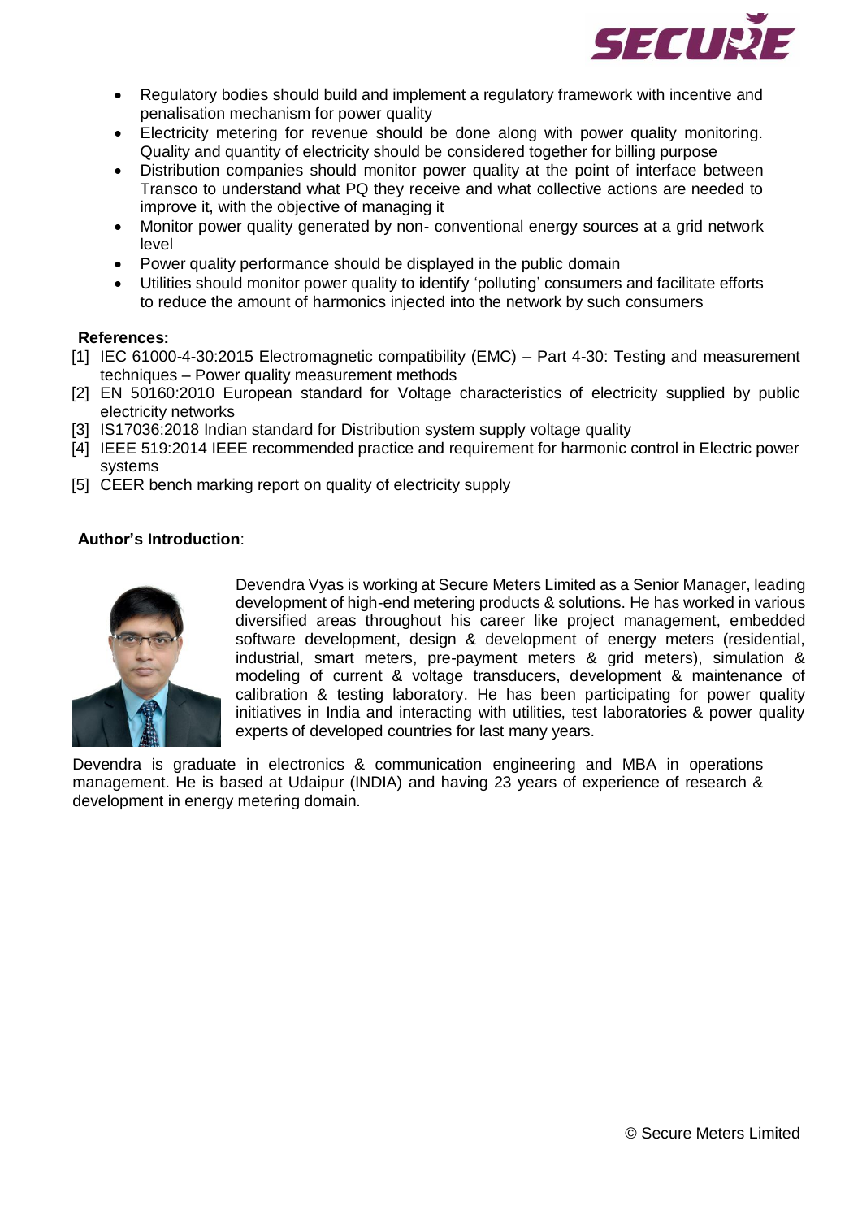- Regulatory bodies should build and implement a regulatory framework with incentive and penalisation mechanism for power quality
- Electricity metering for revenue should be done along with power quality monitoring. Quality and quantity of electricity should be considered together for billing purpose
- Distribution companies should monitor power quality at the point of interface between Transco to understand what PQ they receive and what collective actions are needed to improve it, with the objective of managing it
- Monitor power quality generated by non- conventional energy sources at a grid network level
- Power quality performance should be displayed in the public domain
- Utilities should monitor power quality to identify 'polluting' consumers and facilitate efforts to reduce the amount of harmonics injected into the network by such consumers

**References:**

[1] IEC 61000-4-30:2015 Electromagnetic compatibility (EMC) – Part 4-30: Testing and measurement techniques – Power quality measurement methods

[2] EN 50160:2010 European standard for Voltage characteristics of electricity supplied by public electricity networks

[3] IS17036:2018 Indian standard for Distribution system supply voltage quality

[4] IEEE 519:2014 IEEE recommended practice and requirement for harmonic control in Electric power systems

[5] CEER bench marking report on quality of electricity supply

**Author's Introduction**:

Devendra Vyas is working at Secure Meters Limited as a Senior Manager, leading development of high-end metering products & solutions. He has worked in various diversified areas throughout his career like project management, embedded software development, design & development of energy meters (residential, industrial, smart meters, pre-payment meters & grid meters), simulation & modeling of current & voltage transducers, development & maintenance of calibration & testing laboratory. He has been participating for power quality initiatives in India and interacting with utilities, test laboratories & power quality experts of developed countries for last many years.

Devendra is graduate in electronics & communication engineering and MBA in operations management. He is based at Udaipur (INDIA) and having 23 years of experience of research & development in energy metering domain.